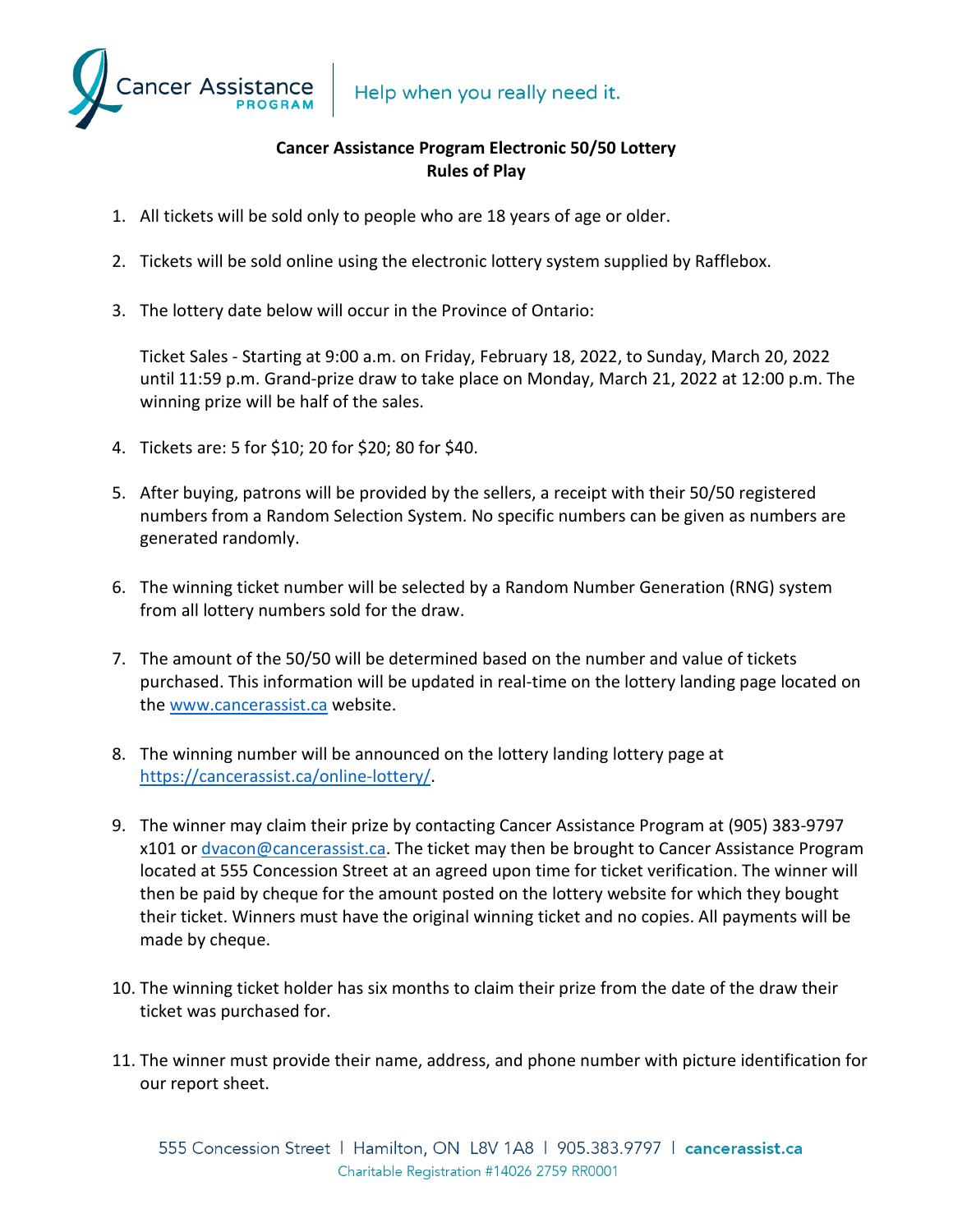Cancer Assistance PROGRAM | Help when you really need it.

**Cancer Assistance Program Electronic 50/50 Lottery**
**Rules of Play**

1. All tickets will be sold only to people who are 18 years of age or older.

2. Tickets will be sold online using the electronic lottery system supplied by Rafflebox.

3. The lottery date below will occur in the Province of Ontario:

   Ticket Sales - Starting at 9:00 a.m. on Friday, February 18, 2022, to Sunday, March 20, 2022 until 11:59 p.m. Grand-prize draw to take place on Monday, March 21, 2022 at 12:00 p.m. The winning prize will be half of the sales.

4. Tickets are: 5 for $10; 20 for $20; 80 for $40.

5. After buying, patrons will be provided by the sellers, a receipt with their 50/50 registered numbers from a Random Selection System. No specific numbers can be given as numbers are generated randomly.

6. The winning ticket number will be selected by a Random Number Generation (RNG) system from all lottery numbers sold for the draw.

7. The amount of the 50/50 will be determined based on the number and value of tickets purchased. This information will be updated in real-time on the lottery landing page located on the www.cancerassist.ca website.

8. The winning number will be announced on the lottery landing lottery page at https://cancerassist.ca/online-lottery/.

9. The winner may claim their prize by contacting Cancer Assistance Program at (905) 383-9797 x101 or dvacon@cancerassist.ca. The ticket may then be brought to Cancer Assistance Program located at 555 Concession Street at an agreed upon time for ticket verification. The winner will then be paid by cheque for the amount posted on the lottery website for which they bought their ticket. Winners must have the original winning ticket and no copies. All payments will be made by cheque.

10. The winning ticket holder has six months to claim their prize from the date of the draw their ticket was purchased for.

11. The winner must provide their name, address, and phone number with picture identification for our report sheet.

555 Concession Street | Hamilton, ON L8V 1A8 | 905.383.9797 | cancerassist.ca
Charitable Registration #14026 2759 RR0001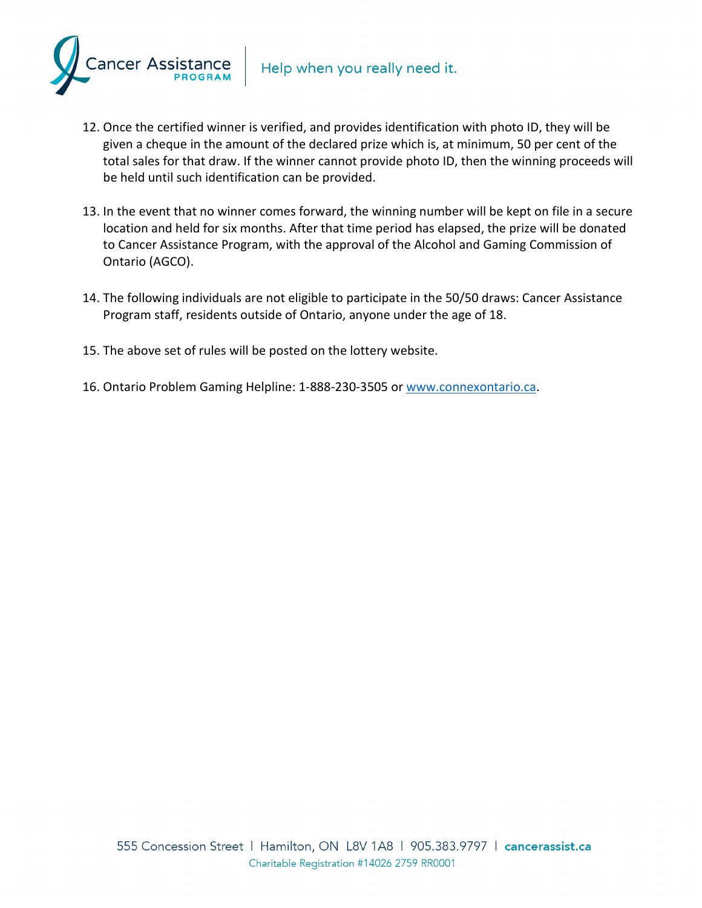12. Once the certified winner is verified, and provides identification with photo ID, they will be given a cheque in the amount of the declared prize which is, at minimum, 50 per cent of the total sales for that draw. If the winner cannot provide photo ID, then the winning proceeds will be held until such identification can be provided.

13. In the event that no winner comes forward, the winning number will be kept on file in a secure location and held for six months. After that time period has elapsed, the prize will be donated to Cancer Assistance Program, with the approval of the Alcohol and Gaming Commission of Ontario (AGCO).

14. The following individuals are not eligible to participate in the 50/50 draws: Cancer Assistance Program staff, residents outside of Ontario, anyone under the age of 18.

15. The above set of rules will be posted on the lottery website.

16. Ontario Problem Gaming Helpline: 1-888-230-3505 or [www.connexontario.ca](http://www.connexontario.ca).